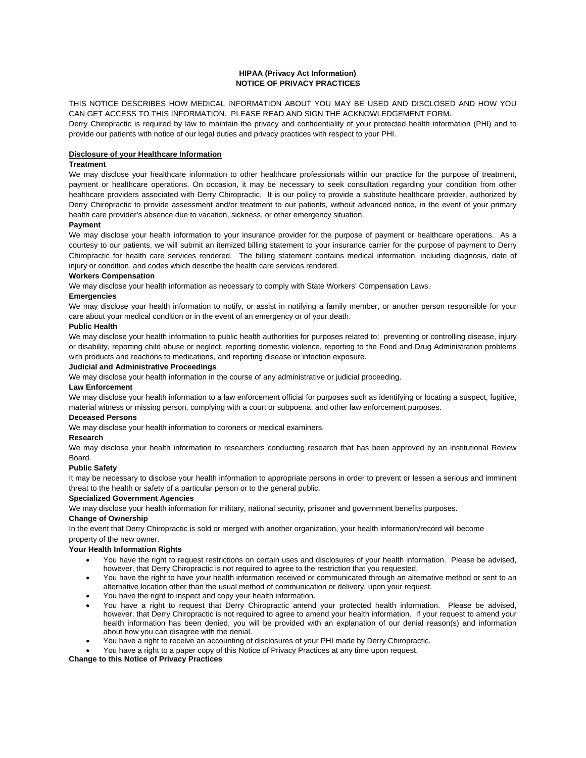**HIPAA (Privacy Act Information)**
**NOTICE OF PRIVACY PRACTICES**

THIS NOTICE DESCRIBES HOW MEDICAL INFORMATION ABOUT YOU MAY BE USED AND DISCLOSED AND HOW YOU CAN GET ACCESS TO THIS INFORMATION. PLEASE READ AND SIGN THE ACKNOWLEDGEMENT FORM.
Derry Chiropractic is required by law to maintain the privacy and confidentiality of your protected health information (PHI) and to provide our patients with notice of our legal duties and privacy practices with respect to your PHI.

**Disclosure of your Healthcare Information**

**Treatment**

We may disclose your healthcare information to other healthcare professionals within our practice for the purpose of treatment, payment or healthcare operations. On occasion, it may be necessary to seek consultation regarding your condition from other healthcare providers associated with Derry Chiropractic. It is our policy to provide a substitute healthcare provider, authorized by Derry Chiropractic to provide assessment and/or treatment to our patients, without advanced notice, in the event of your primary health care provider's absence due to vacation, sickness, or other emergency situation.

**Payment**

We may disclose your health information to your insurance provider for the purpose of payment or healthcare operations. As a courtesy to our patients, we will submit an itemized billing statement to your insurance carrier for the purpose of payment to Derry Chiropractic for health care services rendered. The billing statement contains medical information, including diagnosis, date of injury or condition, and codes which describe the health care services rendered.

**Workers Compensation**

We may disclose your health information as necessary to comply with State Workers' Compensation Laws.

**Emergencies**

We may disclose your health information to notify, or assist in notifying a family member, or another person responsible for your care about your medical condition or in the event of an emergency or of your death.

**Public Health**

We may disclose your health information to public health authorities for purposes related to: preventing or controlling disease, injury or disability, reporting child abuse or neglect, reporting domestic violence, reporting to the Food and Drug Administration problems with products and reactions to medications, and reporting disease or infection exposure.

**Judicial and Administrative Proceedings**

We may disclose your health information in the course of any administrative or judicial proceeding.

**Law Enforcement**

We may disclose your health information to a law enforcement official for purposes such as identifying or locating a suspect, fugitive, material witness or missing person, complying with a court or subpoena, and other law enforcement purposes.

**Deceased Persons**

We may disclose your health information to coroners or medical examiners.

**Research**

We may disclose your health information to researchers conducting research that has been approved by an institutional Review Board.

**Public Safety**

It may be necessary to disclose your health information to appropriate persons in order to prevent or lessen a serious and imminent threat to the health or safety of a particular person or to the general public.

**Specialized Government Agencies**

We may disclose your health information for military, national security, prisoner and government benefits purposes.

**Change of Ownership**

In the event that Derry Chiropractic is sold or merged with another organization, your health information/record will become property of the new owner.

**Your Health Information Rights**

- You have the right to request restrictions on certain uses and disclosures of your health information. Please be advised, however, that Derry Chiropractic is not required to agree to the restriction that you requested.
- You have the right to have your health information received or communicated through an alternative method or sent to an alternative location other than the usual method of communication or delivery, upon your request.
- You have the right to inspect and copy your health information.
- You have a right to request that Derry Chiropractic amend your protected health information. Please be advised, however, that Derry Chiropractic is not required to agree to amend your health information. If your request to amend your health information has been denied, you will be provided with an explanation of our denial reason(s) and information about how you can disagree with the denial.
- You have a right to receive an accounting of disclosures of your PHI made by Derry Chiropractic.
- You have a right to a paper copy of this Notice of Privacy Practices at any time upon request.

**Change to this Notice of Privacy Practices**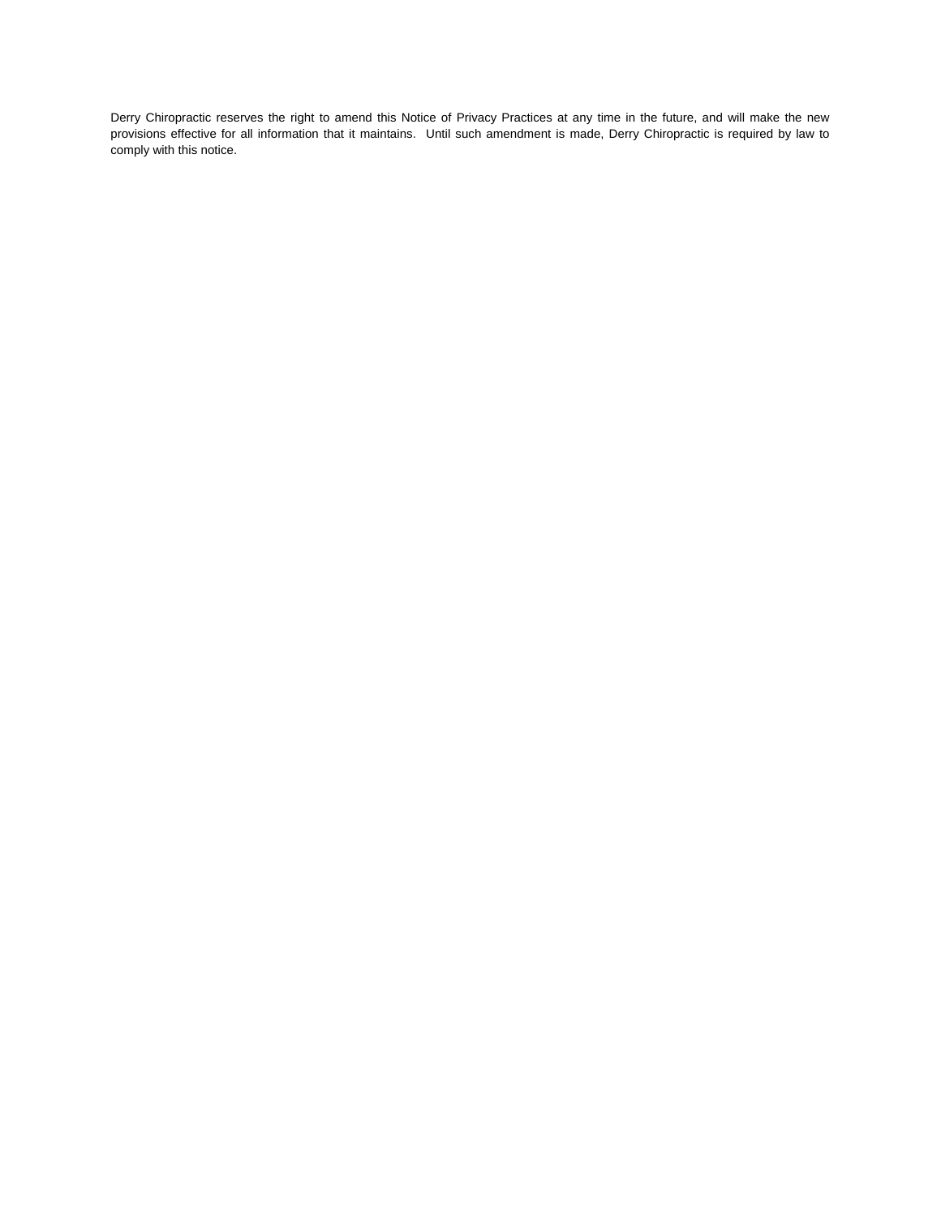Derry Chiropractic reserves the right to amend this Notice of Privacy Practices at any time in the future, and will make the new provisions effective for all information that it maintains. Until such amendment is made, Derry Chiropractic is required by law to comply with this notice.